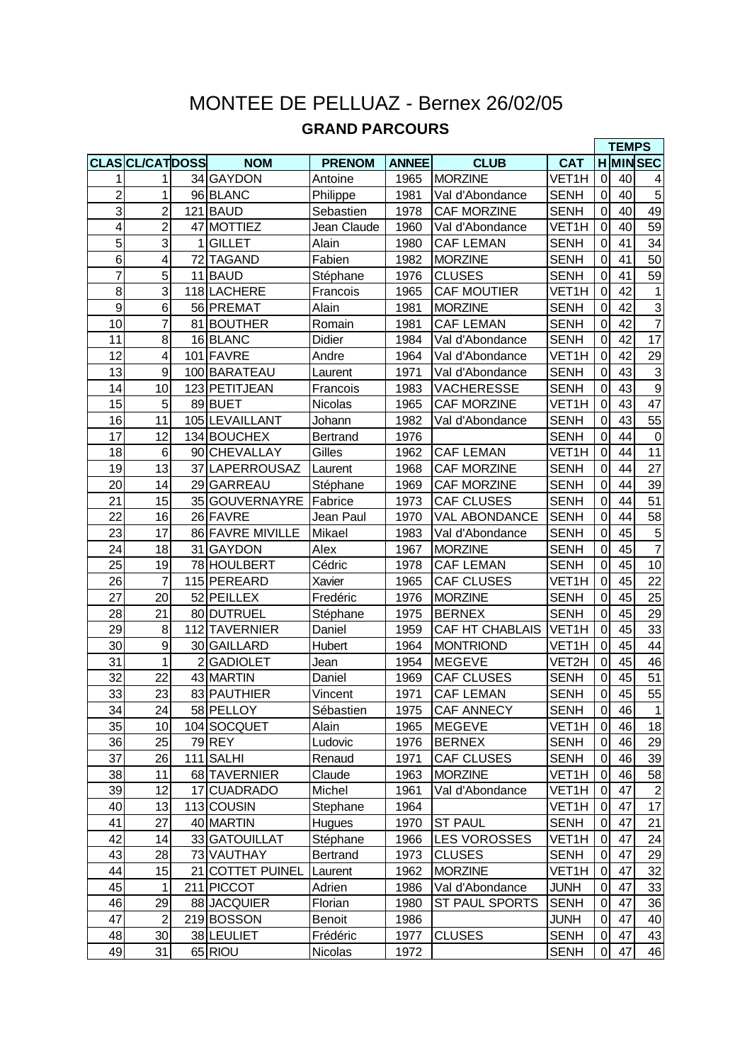# MONTEE DE PELLUAZ - Bernex 26/02/05

## GRAND PARCOURS

| CLAS | CL/CAT | DOSS | NOM | PRENOM | ANNEE | CLUB | CAT | TEMPS | | |
|---|---|---|---|---|---|---|---|---|---|---|
| | | | | | | | | H | MIN | SEC |
| 1 | 1 | 34 | GAYDON | Antoine | 1965 | MORZINE | VET1H | 0 | 40 | 4 |
| 2 | 1 | 96 | BLANC | Philippe | 1981 | Val d'Abondance | SENH | 0 | 40 | 5 |
| 3 | 2 | 121 | BAUD | Sebastien | 1978 | CAF MORZINE | SENH | 0 | 40 | 49 |
| 4 | 2 | 47 | MOTTIEZ | Jean Claude | 1960 | Val d'Abondance | VET1H | 0 | 40 | 59 |
| 5 | 3 | 1 | GILLET | Alain | 1980 | CAF LEMAN | SENH | 0 | 41 | 34 |
| 6 | 4 | 72 | TAGAND | Fabien | 1982 | MORZINE | SENH | 0 | 41 | 50 |
| 7 | 5 | 11 | BAUD | Stéphane | 1976 | CLUSES | SENH | 0 | 41 | 59 |
| 8 | 3 | 118 | LACHERE | Francois | 1965 | CAF MOUTIER | VET1H | 0 | 42 | 1 |
| 9 | 6 | 56 | PREMAT | Alain | 1981 | MORZINE | SENH | 0 | 42 | 3 |
| 10 | 7 | 81 | BOUTHER | Romain | 1981 | CAF LEMAN | SENH | 0 | 42 | 7 |
| 11 | 8 | 16 | BLANC | Didier | 1984 | Val d'Abondance | SENH | 0 | 42 | 17 |
| 12 | 4 | 101 | FAVRE | Andre | 1964 | Val d'Abondance | VET1H | 0 | 42 | 29 |
| 13 | 9 | 100 | BARATEAU | Laurent | 1971 | Val d'Abondance | SENH | 0 | 43 | 3 |
| 14 | 10 | 123 | PETITJEAN | Francois | 1983 | VACHERESSE | SENH | 0 | 43 | 9 |
| 15 | 5 | 89 | BUET | Nicolas | 1965 | CAF MORZINE | VET1H | 0 | 43 | 47 |
| 16 | 11 | 105 | LEVAILLANT | Johann | 1982 | Val d'Abondance | SENH | 0 | 43 | 55 |
| 17 | 12 | 134 | BOUCHEX | Bertrand | 1976 | | SENH | 0 | 44 | 0 |
| 18 | 6 | 90 | CHEVALLAY | Gilles | 1962 | CAF LEMAN | VET1H | 0 | 44 | 11 |
| 19 | 13 | 37 | LAPERROUSAZ | Laurent | 1968 | CAF MORZINE | SENH | 0 | 44 | 27 |
| 20 | 14 | 29 | GARREAU | Stéphane | 1969 | CAF MORZINE | SENH | 0 | 44 | 39 |
| 21 | 15 | 35 | GOUVERNAYRE | Fabrice | 1973 | CAF CLUSES | SENH | 0 | 44 | 51 |
| 22 | 16 | 26 | FAVRE | Jean Paul | 1970 | VAL ABONDANCE | SENH | 0 | 44 | 58 |
| 23 | 17 | 86 | FAVRE MIVILLE | Mikael | 1983 | Val d'Abondance | SENH | 0 | 45 | 5 |
| 24 | 18 | 31 | GAYDON | Alex | 1967 | MORZINE | SENH | 0 | 45 | 7 |
| 25 | 19 | 78 | HOULBERT | Cédric | 1978 | CAF LEMAN | SENH | 0 | 45 | 10 |
| 26 | 7 | 115 | PEREARD | Xavier | 1965 | CAF CLUSES | VET1H | 0 | 45 | 22 |
| 27 | 20 | 52 | PEILLEX | Fredéric | 1976 | MORZINE | SENH | 0 | 45 | 25 |
| 28 | 21 | 80 | DUTRUEL | Stéphane | 1975 | BERNEX | SENH | 0 | 45 | 29 |
| 29 | 8 | 112 | TAVERNIER | Daniel | 1959 | CAF HT CHABLAIS | VET1H | 0 | 45 | 33 |
| 30 | 9 | 30 | GAILLARD | Hubert | 1964 | MONTRIOND | VET1H | 0 | 45 | 44 |
| 31 | 1 | 2 | GADIOLET | Jean | 1954 | MEGEVE | VET2H | 0 | 45 | 46 |
| 32 | 22 | 43 | MARTIN | Daniel | 1969 | CAF CLUSES | SENH | 0 | 45 | 51 |
| 33 | 23 | 83 | PAUTHIER | Vincent | 1971 | CAF LEMAN | SENH | 0 | 45 | 55 |
| 34 | 24 | 58 | PELLOY | Sébastien | 1975 | CAF ANNECY | SENH | 0 | 46 | 1 |
| 35 | 10 | 104 | SOCQUET | Alain | 1965 | MEGEVE | VET1H | 0 | 46 | 18 |
| 36 | 25 | 79 | REY | Ludovic | 1976 | BERNEX | SENH | 0 | 46 | 29 |
| 37 | 26 | 111 | SALHI | Renaud | 1971 | CAF CLUSES | SENH | 0 | 46 | 39 |
| 38 | 11 | 68 | TAVERNIER | Claude | 1963 | MORZINE | VET1H | 0 | 46 | 58 |
| 39 | 12 | 17 | CUADRADO | Michel | 1961 | Val d'Abondance | VET1H | 0 | 47 | 2 |
| 40 | 13 | 113 | COUSIN | Stephane | 1964 | | VET1H | 0 | 47 | 17 |
| 41 | 27 | 40 | MARTIN | Hugues | 1970 | ST PAUL | SENH | 0 | 47 | 21 |
| 42 | 14 | 33 | GATOUILLAT | Stéphane | 1966 | LES VOROSSES | VET1H | 0 | 47 | 24 |
| 43 | 28 | 73 | VAUTHAY | Bertrand | 1973 | CLUSES | SENH | 0 | 47 | 29 |
| 44 | 15 | 21 | COTTET PUINEL | Laurent | 1962 | MORZINE | VET1H | 0 | 47 | 32 |
| 45 | 1 | 211 | PICCOT | Adrien | 1986 | Val d'Abondance | JUNH | 0 | 47 | 33 |
| 46 | 29 | 88 | JACQUIER | Florian | 1980 | ST PAUL SPORTS | SENH | 0 | 47 | 36 |
| 47 | 2 | 219 | BOSSON | Benoit | 1986 | | JUNH | 0 | 47 | 40 |
| 48 | 30 | 38 | LEULIET | Frédéric | 1977 | CLUSES | SENH | 0 | 47 | 43 |
| 49 | 31 | 65 | RIOU | Nicolas | 1972 | | SENH | 0 | 47 | 46 |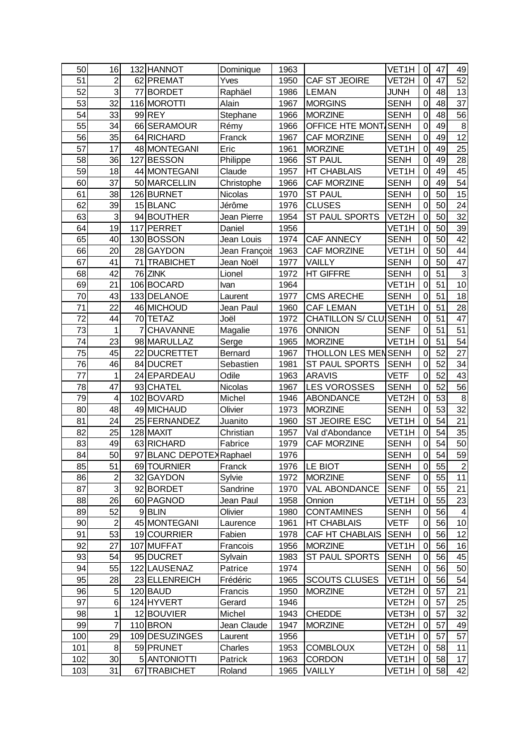| 50 | 16 | 132 | HANNOT | Dominique | 1963 | | VET1H | 0 | 47 | 49 |
|---|---|---|---|---|---|---|---|---|---|---|
| 51 | 2 | 62 | PREMAT | Yves | 1950 | CAF ST JEOIRE | VET2H | 0 | 47 | 52 |
| 52 | 3 | 77 | BORDET | Raphäel | 1986 | LEMAN | JUNH | 0 | 48 | 13 |
| 53 | 32 | 116 | MOROTTI | Alain | 1967 | MORGINS | SENH | 0 | 48 | 37 |
| 54 | 33 | 99 | REY | Stephane | 1966 | MORZINE | SENH | 0 | 48 | 56 |
| 55 | 34 | 66 | SERAMOUR | Rémy | 1966 | OFFICE HTE MONT | SENH | 0 | 49 | 8 |
| 56 | 35 | 64 | RICHARD | Franck | 1967 | CAF MORZINE | SENH | 0 | 49 | 12 |
| 57 | 17 | 48 | MONTEGANI | Eric | 1961 | MORZINE | VET1H | 0 | 49 | 25 |
| 58 | 36 | 127 | BESSON | Philippe | 1966 | ST PAUL | SENH | 0 | 49 | 28 |
| 59 | 18 | 44 | MONTEGANI | Claude | 1957 | HT CHABLAIS | VET1H | 0 | 49 | 45 |
| 60 | 37 | 50 | MARCELLIN | Christophe | 1966 | CAF MORZINE | SENH | 0 | 49 | 54 |
| 61 | 38 | 126 | BURNET | Nicolas | 1970 | ST PAUL | SENH | 0 | 50 | 15 |
| 62 | 39 | 15 | BLANC | Jérôme | 1976 | CLUSES | SENH | 0 | 50 | 24 |
| 63 | 3 | 94 | BOUTHER | Jean Pierre | 1954 | ST PAUL SPORTS | VET2H | 0 | 50 | 32 |
| 64 | 19 | 117 | PERRET | Daniel | 1956 | | VET1H | 0 | 50 | 39 |
| 65 | 40 | 130 | BOSSON | Jean Louis | 1974 | CAF ANNECY | SENH | 0 | 50 | 42 |
| 66 | 20 | 28 | GAYDON | Jean François | 1963 | CAF MORZINE | VET1H | 0 | 50 | 44 |
| 67 | 41 | 71 | TRABICHET | Jean Noël | 1977 | VAILLY | SENH | 0 | 50 | 47 |
| 68 | 42 | 76 | ZINK | Lionel | 1972 | HT GIFFRE | SENH | 0 | 51 | 3 |
| 69 | 21 | 106 | BOCARD | Ivan | 1964 | | VET1H | 0 | 51 | 10 |
| 70 | 43 | 133 | DELANOE | Laurent | 1977 | CMS ARECHE | SENH | 0 | 51 | 18 |
| 71 | 22 | 46 | MICHOUD | Jean Paul | 1960 | CAF LEMAN | VET1H | 0 | 51 | 28 |
| 72 | 44 | 70 | TETAZ | Joël | 1972 | CHATILLON S/ CLU | SENH | 0 | 51 | 47 |
| 73 | 1 | 7 | CHAVANNE | Magalie | 1976 | ONNION | SENF | 0 | 51 | 51 |
| 74 | 23 | 98 | MARULLAZ | Serge | 1965 | MORZINE | VET1H | 0 | 51 | 54 |
| 75 | 45 | 22 | DUCRETTET | Bernard | 1967 | THOLLON LES MEM | SENH | 0 | 52 | 27 |
| 76 | 46 | 84 | DUCRET | Sebastien | 1981 | ST PAUL SPORTS | SENH | 0 | 52 | 34 |
| 77 | 1 | 24 | EPARDEAU | Odile | 1963 | ARAVIS | VETF | 0 | 52 | 43 |
| 78 | 47 | 93 | CHATEL | Nicolas | 1967 | LES VOROSSES | SENH | 0 | 52 | 56 |
| 79 | 4 | 102 | BOVARD | Michel | 1946 | ABONDANCE | VET2H | 0 | 53 | 8 |
| 80 | 48 | 49 | MICHAUD | Olivier | 1973 | MORZINE | SENH | 0 | 53 | 32 |
| 81 | 24 | 25 | FERNANDEZ | Juanito | 1960 | ST JEOIRE ESC | VET1H | 0 | 54 | 21 |
| 82 | 25 | 128 | MAXIT | Christian | 1957 | Val d'Abondance | VET1H | 0 | 54 | 35 |
| 83 | 49 | 63 | RICHARD | Fabrice | 1979 | CAF MORZINE | SENH | 0 | 54 | 50 |
| 84 | 50 | 97 | BLANC DEPOTEX | Raphael | 1976 | | SENH | 0 | 54 | 59 |
| 85 | 51 | 69 | TOURNIER | Franck | 1976 | LE BIOT | SENH | 0 | 55 | 2 |
| 86 | 2 | 32 | GAYDON | Sylvie | 1972 | MORZINE | SENF | 0 | 55 | 11 |
| 87 | 3 | 92 | BORDET | Sandrine | 1970 | VAL ABONDANCE | SENF | 0 | 55 | 21 |
| 88 | 26 | 60 | PAGNOD | Jean Paul | 1958 | Onnion | VET1H | 0 | 55 | 23 |
| 89 | 52 | 9 | BLIN | Olivier | 1980 | CONTAMINES | SENH | 0 | 56 | 4 |
| 90 | 2 | 45 | MONTEGANI | Laurence | 1961 | HT CHABLAIS | VETF | 0 | 56 | 10 |
| 91 | 53 | 19 | COURRIER | Fabien | 1978 | CAF HT CHABLAIS | SENH | 0 | 56 | 12 |
| 92 | 27 | 107 | MUFFAT | Francois | 1956 | MORZINE | VET1H | 0 | 56 | 16 |
| 93 | 54 | 95 | DUCRET | Sylvain | 1983 | ST PAUL SPORTS | SENH | 0 | 56 | 45 |
| 94 | 55 | 122 | LAUSENAZ | Patrice | 1974 | | SENH | 0 | 56 | 50 |
| 95 | 28 | 23 | ELLENREICH | Frédéric | 1965 | SCOUTS CLUSES | VET1H | 0 | 56 | 54 |
| 96 | 5 | 120 | BAUD | Francis | 1950 | MORZINE | VET2H | 0 | 57 | 21 |
| 97 | 6 | 124 | HYVERT | Gerard | 1946 | | VET2H | 0 | 57 | 25 |
| 98 | 1 | 12 | BOUVIER | Michel | 1943 | CHEDDE | VET3H | 0 | 57 | 32 |
| 99 | 7 | 110 | BRON | Jean Claude | 1947 | MORZINE | VET2H | 0 | 57 | 49 |
| 100 | 29 | 109 | DESUZINGES | Laurent | 1956 | | VET1H | 0 | 57 | 57 |
| 101 | 8 | 59 | PRUNET | Charles | 1953 | COMBLOUX | VET2H | 0 | 58 | 11 |
| 102 | 30 | 5 | ANTONIOTTI | Patrick | 1963 | CORDON | VET1H | 0 | 58 | 17 |
| 103 | 31 | 67 | TRABICHET | Roland | 1965 | VAILLY | VET1H | 0 | 58 | 42 |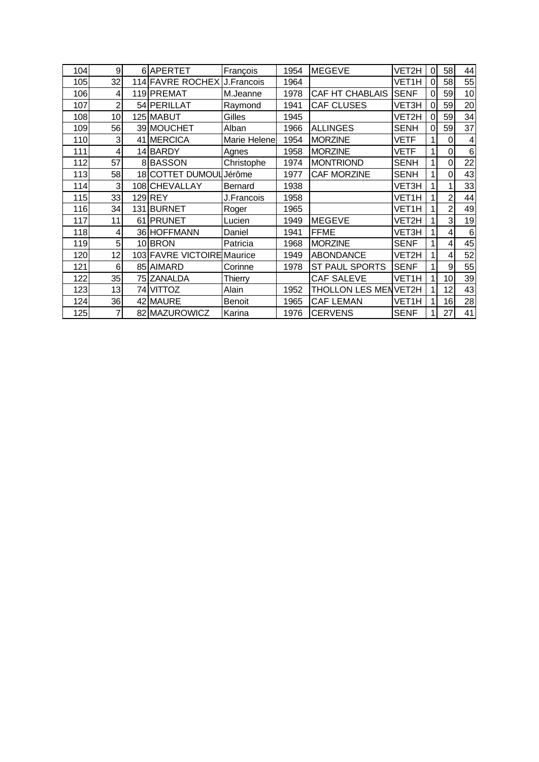| | | | | | | | | | | |
|---|---|---|---|---|---|---|---|---|---|---|
| 104 | 9 | 6 | APERTET | François | 1954 | MEGEVE | VET2H | 0 | 58 | 44 |
| 105 | 32 | 114 | FAVRE ROCHEX | J.Francois | 1964 | | VET1H | 0 | 58 | 55 |
| 106 | 4 | 119 | PREMAT | M.Jeanne | 1978 | CAF HT CHABLAIS | SENF | 0 | 59 | 10 |
| 107 | 2 | 54 | PERILLAT | Raymond | 1941 | CAF CLUSES | VET3H | 0 | 59 | 20 |
| 108 | 10 | 125 | MABUT | Gilles | 1945 | | VET2H | 0 | 59 | 34 |
| 109 | 56 | 39 | MOUCHET | Alban | 1966 | ALLINGES | SENH | 0 | 59 | 37 |
| 110 | 3 | 41 | MERCICA | Marie Helene | 1954 | MORZINE | VETF | 1 | 0 | 4 |
| 111 | 4 | 14 | BARDY | Agnes | 1958 | MORZINE | VETF | 1 | 0 | 6 |
| 112 | 57 | 8 | BASSON | Christophe | 1974 | MONTRIOND | SENH | 1 | 0 | 22 |
| 113 | 58 | 18 | COTTET DUMOUL | Jérôme | 1977 | CAF MORZINE | SENH | 1 | 0 | 43 |
| 114 | 3 | 108 | CHEVALLAY | Bernard | 1938 | | VET3H | 1 | 1 | 33 |
| 115 | 33 | 129 | REY | J.Francois | 1958 | | VET1H | 1 | 2 | 44 |
| 116 | 34 | 131 | BURNET | Roger | 1965 | | VET1H | 1 | 2 | 49 |
| 117 | 11 | 61 | PRUNET | Lucien | 1949 | MEGEVE | VET2H | 1 | 3 | 19 |
| 118 | 4 | 36 | HOFFMANN | Daniel | 1941 | FFME | VET3H | 1 | 4 | 6 |
| 119 | 5 | 10 | BRON | Patricia | 1968 | MORZINE | SENF | 1 | 4 | 45 |
| 120 | 12 | 103 | FAVRE VICTOIRE | Maurice | 1949 | ABONDANCE | VET2H | 1 | 4 | 52 |
| 121 | 6 | 85 | AIMARD | Corinne | 1978 | ST PAUL SPORTS | SENF | 1 | 9 | 55 |
| 122 | 35 | 75 | ZANALDA | Thierry | | CAF SALEVE | VET1H | 1 | 10 | 39 |
| 123 | 13 | 74 | VITTOZ | Alain | 1952 | THOLLON LES MEM | VET2H | 1 | 12 | 43 |
| 124 | 36 | 42 | MAURE | Benoit | 1965 | CAF LEMAN | VET1H | 1 | 16 | 28 |
| 125 | 7 | 82 | MAZUROWICZ | Karina | 1976 | CERVENS | SENF | 1 | 27 | 41 |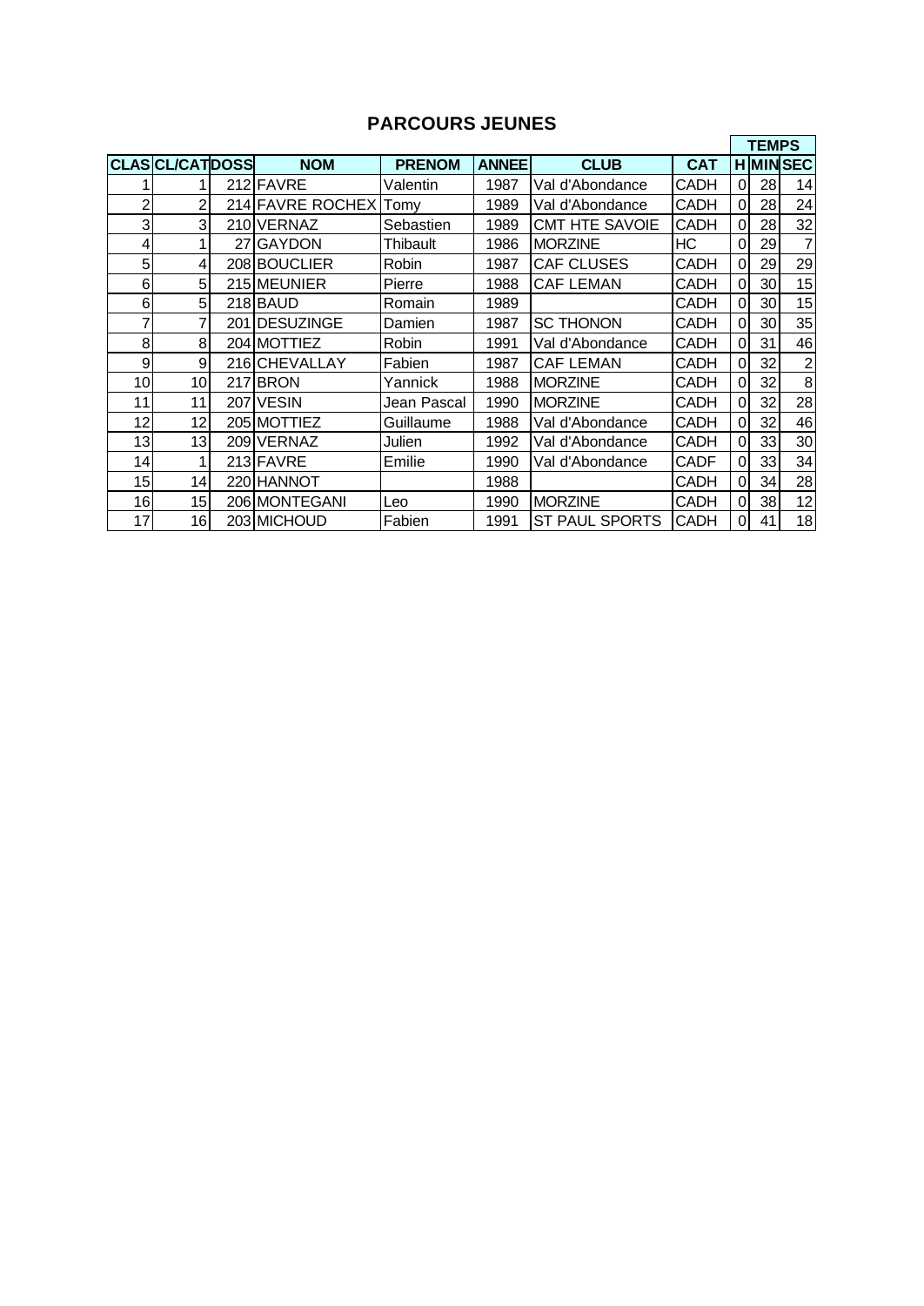## PARCOURS JEUNES

| CLAS | CL/CAT | DOSS | NOM | PRENOM | ANNEE | CLUB | CAT | TEMPS | | |
|---|---|---|---|---|---|---|---|---|---|---|
| | | | | | | | | H | MIN | SEC |
| 1 | 1 | 212 | FAVRE | Valentin | 1987 | Val d'Abondance | CADH | 0 | 28 | 14 |
| 2 | 2 | 214 | FAVRE ROCHEX | Tomy | 1989 | Val d'Abondance | CADH | 0 | 28 | 24 |
| 3 | 3 | 210 | VERNAZ | Sebastien | 1989 | CMT HTE SAVOIE | CADH | 0 | 28 | 32 |
| 4 | 1 | 27 | GAYDON | Thibault | 1986 | MORZINE | HC | 0 | 29 | 7 |
| 5 | 4 | 208 | BOUCLIER | Robin | 1987 | CAF CLUSES | CADH | 0 | 29 | 29 |
| 6 | 5 | 215 | MEUNIER | Pierre | 1988 | CAF LEMAN | CADH | 0 | 30 | 15 |
| 6 | 5 | 218 | BAUD | Romain | 1989 | | CADH | 0 | 30 | 15 |
| 7 | 7 | 201 | DESUZINGE | Damien | 1987 | SC THONON | CADH | 0 | 30 | 35 |
| 8 | 8 | 204 | MOTTIEZ | Robin | 1991 | Val d'Abondance | CADH | 0 | 31 | 46 |
| 9 | 9 | 216 | CHEVALLAY | Fabien | 1987 | CAF LEMAN | CADH | 0 | 32 | 2 |
| 10 | 10 | 217 | BRON | Yannick | 1988 | MORZINE | CADH | 0 | 32 | 8 |
| 11 | 11 | 207 | VESIN | Jean Pascal | 1990 | MORZINE | CADH | 0 | 32 | 28 |
| 12 | 12 | 205 | MOTTIEZ | Guillaume | 1988 | Val d'Abondance | CADH | 0 | 32 | 46 |
| 13 | 13 | 209 | VERNAZ | Julien | 1992 | Val d'Abondance | CADH | 0 | 33 | 30 |
| 14 | 1 | 213 | FAVRE | Emilie | 1990 | Val d'Abondance | CADF | 0 | 33 | 34 |
| 15 | 14 | 220 | HANNOT | | 1988 | | CADH | 0 | 34 | 28 |
| 16 | 15 | 206 | MONTEGANI | Leo | 1990 | MORZINE | CADH | 0 | 38 | 12 |
| 17 | 16 | 203 | MICHOUD | Fabien | 1991 | ST PAUL SPORTS | CADH | 0 | 41 | 18 |